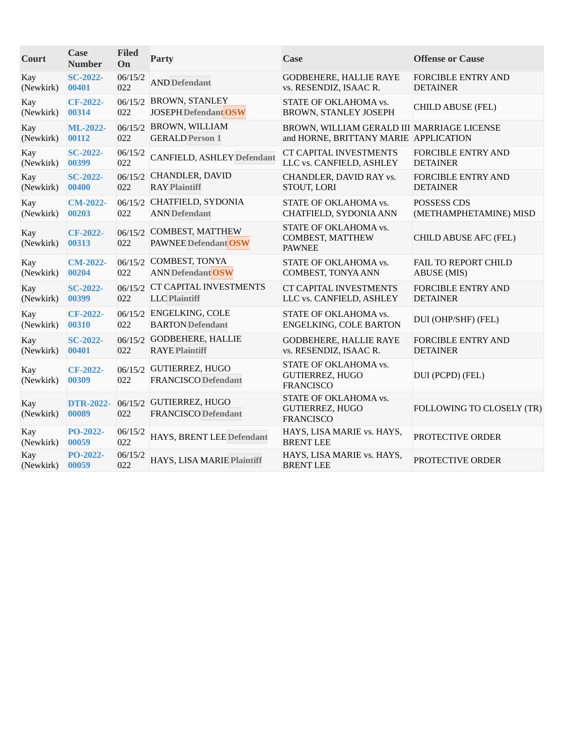| Court | Case Number | Filed On | Party | Case | Offense or Cause |
|---|---|---|---|---|---|
| Kay (Newkirk) | SC-2022-00401 | 06/15/2022 | AND Defendant | GODBEHERE, HALLIE RAYE vs. RESENDIZ, ISAAC R. | FORCIBLE ENTRY AND DETAINER |
| Kay (Newkirk) | CF-2022-00314 | 06/15/2022 | BROWN, STANLEY JOSEPH Defendant OSW | STATE OF OKLAHOMA vs. BROWN, STANLEY JOSEPH | CHILD ABUSE (FEL) |
| Kay (Newkirk) | ML-2022-00112 | 06/15/2022 | BROWN, WILLIAM GERALD Person 1 | BROWN, WILLIAM GERALD III and HORNE, BRITTANY MARIE | MARRIAGE LICENSE APPLICATION |
| Kay (Newkirk) | SC-2022-00399 | 06/15/2022 | CANFIELD, ASHLEY Defendant | CT CAPITAL INVESTMENTS LLC vs. CANFIELD, ASHLEY | FORCIBLE ENTRY AND DETAINER |
| Kay (Newkirk) | SC-2022-00400 | 06/15/2022 | CHANDLER, DAVID RAY Plaintiff | CHANDLER, DAVID RAY vs. STOUT, LORI | FORCIBLE ENTRY AND DETAINER |
| Kay (Newkirk) | CM-2022-00203 | 06/15/2022 | CHATFIELD, SYDONIA ANN Defendant | STATE OF OKLAHOMA vs. CHATFIELD, SYDONIA ANN | POSSESS CDS (METHAMPHETAMINE) MISD |
| Kay (Newkirk) | CF-2022-00313 | 06/15/2022 | COMBEST, MATTHEW PAWNEE Defendant OSW | STATE OF OKLAHOMA vs. COMBEST, MATTHEW PAWNEE | CHILD ABUSE AFC (FEL) |
| Kay (Newkirk) | CM-2022-00204 | 06/15/2022 | COMBEST, TONYA ANN Defendant OSW | STATE OF OKLAHOMA vs. COMBEST, TONYA ANN | FAIL TO REPORT CHILD ABUSE (MIS) |
| Kay (Newkirk) | SC-2022-00399 | 06/15/2022 | CT CAPITAL INVESTMENTS LLC Plaintiff | CT CAPITAL INVESTMENTS LLC vs. CANFIELD, ASHLEY | FORCIBLE ENTRY AND DETAINER |
| Kay (Newkirk) | CF-2022-00310 | 06/15/2022 | ENGELKING, COLE BARTON Defendant | STATE OF OKLAHOMA vs. ENGELKING, COLE BARTON | DUI (OHP/SHF) (FEL) |
| Kay (Newkirk) | SC-2022-00401 | 06/15/2022 | GODBEHERE, HALLIE RAYE Plaintiff | GODBEHERE, HALLIE RAYE vs. RESENDIZ, ISAAC R. | FORCIBLE ENTRY AND DETAINER |
| Kay (Newkirk) | CF-2022-00309 | 06/15/2022 | GUTIERREZ, HUGO FRANCISCO Defendant | STATE OF OKLAHOMA vs. GUTIERREZ, HUGO FRANCISCO | DUI (PCPD) (FEL) |
| Kay (Newkirk) | DTR-2022-00089 | 06/15/2022 | GUTIERREZ, HUGO FRANCISCO Defendant | STATE OF OKLAHOMA vs. GUTIERREZ, HUGO FRANCISCO | FOLLOWING TO CLOSELY (TR) |
| Kay (Newkirk) | PO-2022-00059 | 06/15/2022 | HAYS, BRENT LEE Defendant | HAYS, LISA MARIE vs. HAYS, BRENT LEE | PROTECTIVE ORDER |
| Kay (Newkirk) | PO-2022-00059 | 06/15/2022 | HAYS, LISA MARIE Plaintiff | HAYS, LISA MARIE vs. HAYS, BRENT LEE | PROTECTIVE ORDER |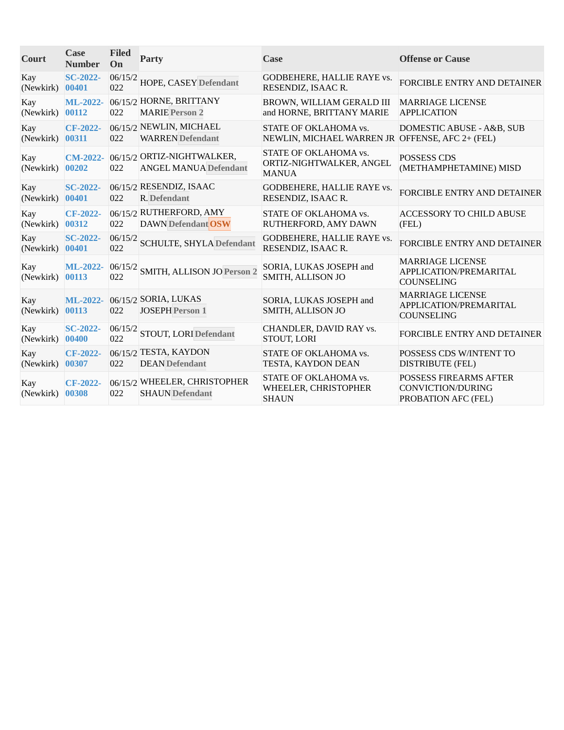| Court | Case Number | Filed On | Party | Case | Offense or Cause |
|---|---|---|---|---|---|
| Kay (Newkirk) | **SC-2022-00401** | 06/15/2022 | HOPE, CASEY **Defendant** | GODBEHERE, HALLIE RAYE vs. RESENDIZ, ISAAC R. | FORCIBLE ENTRY AND DETAINER |
| Kay (Newkirk) | **ML-2022-00112** | 06/15/2022 | HORNE, BRITTANY MARIE **Person 2** | BROWN, WILLIAM GERALD III and HORNE, BRITTANY MARIE | MARRIAGE LICENSE APPLICATION |
| Kay (Newkirk) | **CF-2022-00311** | 06/15/2022 | NEWLIN, MICHAEL WARREN **Defendant** | STATE OF OKLAHOMA vs. NEWLIN, MICHAEL WARREN JR | DOMESTIC ABUSE - A&B, SUB OFFENSE, AFC 2+ (FEL) |
| Kay (Newkirk) | **CM-2022-00202** | 06/15/2022 | ORTIZ-NIGHTWALKER, ANGEL MANUA **Defendant** | STATE OF OKLAHOMA vs. ORTIZ-NIGHTWALKER, ANGEL MANUA | POSSESS CDS (METHAMPHETAMINE) MISD |
| Kay (Newkirk) | **SC-2022-00401** | 06/15/2022 | RESENDIZ, ISAAC R. **Defendant** | GODBEHERE, HALLIE RAYE vs. RESENDIZ, ISAAC R. | FORCIBLE ENTRY AND DETAINER |
| Kay (Newkirk) | **CF-2022-00312** | 06/15/2022 | RUTHERFORD, AMY DAWN **Defendant** **OSW** | STATE OF OKLAHOMA vs. RUTHERFORD, AMY DAWN | ACCESSORY TO CHILD ABUSE (FEL) |
| Kay (Newkirk) | **SC-2022-00401** | 06/15/2022 | SCHULTE, SHYLA **Defendant** | GODBEHERE, HALLIE RAYE vs. RESENDIZ, ISAAC R. | FORCIBLE ENTRY AND DETAINER |
| Kay (Newkirk) | **ML-2022-00113** | 06/15/2022 | SMITH, ALLISON JO **Person 2** | SORIA, LUKAS JOSEPH and SMITH, ALLISON JO | MARRIAGE LICENSE APPLICATION/PREMARITAL COUNSELING |
| Kay (Newkirk) | **ML-2022-00113** | 06/15/2022 | SORIA, LUKAS JOSEPH **Person 1** | SORIA, LUKAS JOSEPH and SMITH, ALLISON JO | MARRIAGE LICENSE APPLICATION/PREMARITAL COUNSELING |
| Kay (Newkirk) | **SC-2022-00400** | 06/15/2022 | STOUT, LORI **Defendant** | CHANDLER, DAVID RAY vs. STOUT, LORI | FORCIBLE ENTRY AND DETAINER |
| Kay (Newkirk) | **CF-2022-00307** | 06/15/2022 | TESTA, KAYDON DEAN **Defendant** | STATE OF OKLAHOMA vs. TESTA, KAYDON DEAN | POSSESS CDS W/INTENT TO DISTRIBUTE (FEL) |
| Kay (Newkirk) | **CF-2022-00308** | 06/15/2022 | WHEELER, CHRISTOPHER SHAUN **Defendant** | STATE OF OKLAHOMA vs. WHEELER, CHRISTOPHER SHAUN | POSSESS FIREARMS AFTER CONVICTION/DURING PROBATION AFC (FEL) |